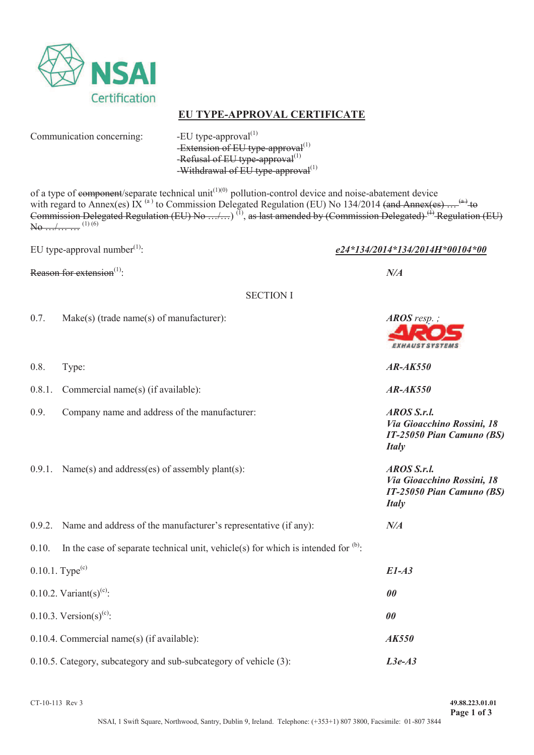# EU TYPE-APPROVAL CERTIFICATE

Communication concerning:

- -EU type-approval[1]
- ~~-Extension of EU type-approval~~[1]
- ~~-Refusal of EU type-approval~~[1]
- ~~-Withdrawal of EU type-approval~~[1]

of a type of ~~component~~/separate technical unit[1)(0] pollution-control device and noise-abatement device with regard to Annex(es) IX [a] to Commission Delegated Regulation (EU) No 134/2014 ~~(and Annex(es) … [a] to Commission Delegated Regulation (EU) No …/…)~~ [1], ~~as last amended by (Commission Delegated) [1] Regulation (EU) No …/… …~~ [1] [6]

EU type-approval number[1]: ***e24*134/2014*134/2014H*00104*00***

~~Reason for extension~~[1]: *N/A*

SECTION I

| | | |
|---|---|---|
| 0.7. | Make(s) (trade name(s) of manufacturer): | ***AROS*** *resp. ;* AROS EXHAUST SYSTEMS |
| 0.8. | Type: | ***AR-AK550*** |
| 0.8.1. | Commercial name(s) (if available): | ***AR-AK550*** |
| 0.9. | Company name and address of the manufacturer: | ***AROS S.r.l.***<br>***Via Gioacchino Rossini, 18***<br>***IT-25050 Pian Camuno (BS)***<br>***Italy*** |
| 0.9.1. | Name(s) and address(es) of assembly plant(s): | ***AROS S.r.l.***<br>***Via Gioacchino Rossini, 18***<br>***IT-25050 Pian Camuno (BS)***<br>***Italy*** |
| 0.9.2. | Name and address of the manufacturer's representative (if any): | ***N/A*** |
| 0.10. | In the case of separate technical unit, vehicle(s) for which is intended for [b]: | |
| 0.10.1. | Type[c] | ***E1-A3*** |
| 0.10.2. | Variant(s)[c]: | ***00*** |
| 0.10.3. | Version(s)[c]: | ***00*** |
| 0.10.4. | Commercial name(s) (if available): | ***AK550*** |
| 0.10.5. | Category, subcategory and sub-subcategory of vehicle (3): | ***L3e-A3*** |

CT-10-113 Rev 3

49.88.223.01.01

NSAI, 1 Swift Square, Northwood, Santry, Dublin 9, Ireland. Telephone: (+353+1) 807 3800, Facsimile: 01-807 3844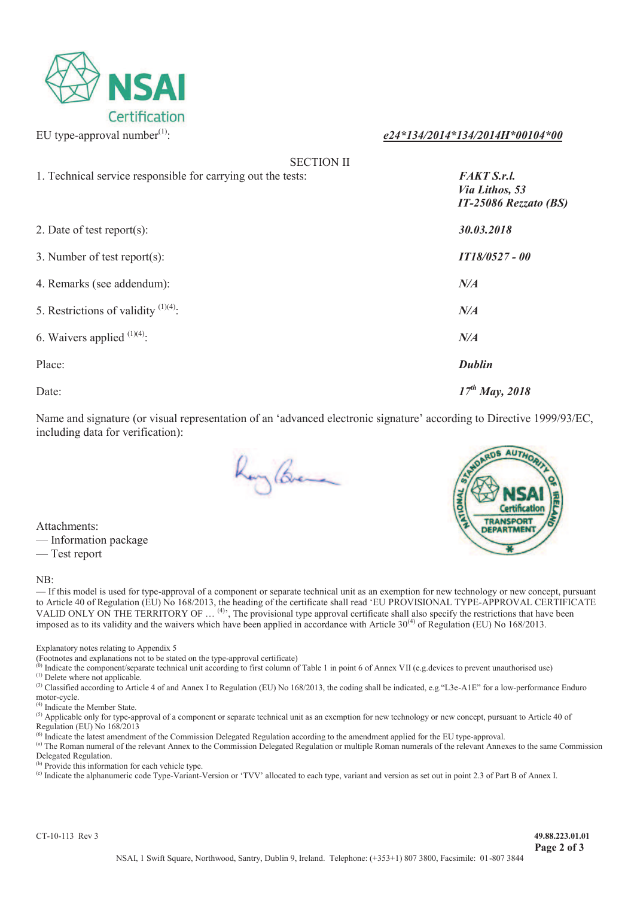EU type-approval number[1]: ***e24*134/2014*134/2014H*00104*00***

SECTION II

| | |
|---|---|
| 1. Technical service responsible for carrying out the tests: | ***FAKT S.r.l.*** ***Via Lithos, 53*** ***IT-25086 Rezzato (BS)*** |
| 2. Date of test report(s): | ***30.03.2018*** |
| 3. Number of test report(s): | ***IT18/0527 - 00*** |
| 4. Remarks (see addendum): | ***N/A*** |
| 5. Restrictions of validity [1][4]: | ***N/A*** |
| 6. Waivers applied [1][4]: | ***N/A*** |
| Place: | ***Dublin*** |
| Date: | ***17th May, 2018*** |

Name and signature (or visual representation of an 'advanced electronic signature' according to Directive 1999/93/EC, including data for verification):

Attachments:
— Information package
— Test report

NB:
— If this model is used for type-approval of a component or separate technical unit as an exemption for new technology or new concept, pursuant to Article 40 of Regulation (EU) No 168/2013, the heading of the certificate shall read 'EU PROVISIONAL TYPE-APPROVAL CERTIFICATE VALID ONLY ON THE TERRITORY OF … [4]', The provisional type approval certificate shall also specify the restrictions that have been imposed as to its validity and the waivers which have been applied in accordance with Article 30[4] of Regulation (EU) No 168/2013.

Explanatory notes relating to Appendix 5
(Footnotes and explanations not to be stated on the type-approval certificate)
[0] Indicate the component/separate technical unit according to first column of Table 1 in point 6 of Annex VII (e.g.devices to prevent unauthorised use)
[1] Delete where not applicable.
[3] Classified according to Article 4 of and Annex I to Regulation (EU) No 168/2013, the coding shall be indicated, e.g."L3e-A1E" for a low-performance Enduro motor-cycle.
[4] Indicate the Member State.
[5] Applicable only for type-approval of a component or separate technical unit as an exemption for new technology or new concept, pursuant to Article 40 of Regulation (EU) No 168/2013
[6] Indicate the latest amendment of the Commission Delegated Regulation according to the amendment applied for the EU type-approval.
[a] The Roman numeral of the relevant Annex to the Commission Delegated Regulation or multiple Roman numerals of the relevant Annexes to the same Commission Delegated Regulation.
[b] Provide this information for each vehicle type.
[c] Indicate the alphanumeric code Type-Variant-Version or 'TVV' allocated to each type, variant and version as set out in point 2.3 of Part B of Annex I.

CT-10-113 Rev 3

49.88.223.01.01

NSAI, 1 Swift Square, Northwood, Santry, Dublin 9, Ireland. Telephone: (+353+1) 807 3800, Facsimile: 01-807 3844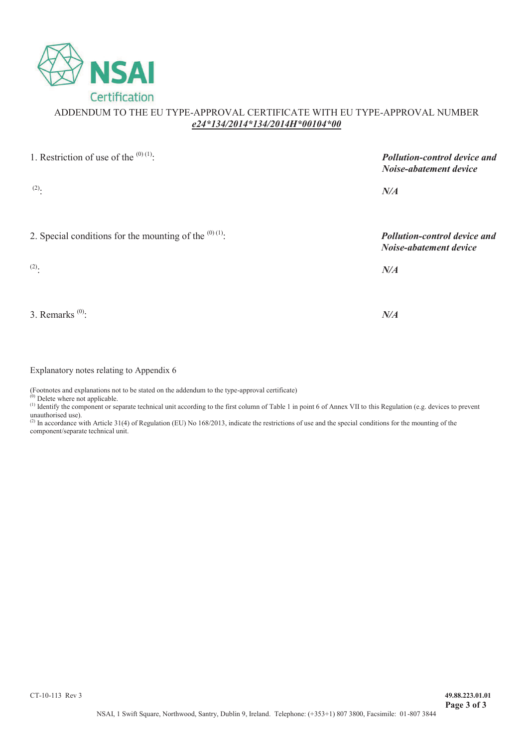NSAI Certification

ADDENDUM TO THE EU TYPE-APPROVAL CERTIFICATE WITH EU TYPE-APPROVAL NUMBER ***e24*134/2014*134/2014H*00104*00***

| | |
|---|---|
| 1. Restriction of use of the [(0) (1)]: | ***Pollution-control device and Noise-abatement device*** |
| [(2)]: | ***N/A*** |
| 2. Special conditions for the mounting of the [(0) (1)]: | ***Pollution-control device and Noise-abatement device*** |
| [(2)]: | ***N/A*** |
| 3. Remarks [(0)]: | ***N/A*** |

Explanatory notes relating to Appendix 6

(Footnotes and explanations not to be stated on the addendum to the type-approval certificate)

[(0)] Delete where not applicable.

[(1)] Identify the component or separate technical unit according to the first column of Table 1 in point 6 of Annex VII to this Regulation (e.g. devices to prevent unauthorised use).

[(2)] In accordance with Article 31(4) of Regulation (EU) No 168/2013, indicate the restrictions of use and the special conditions for the mounting of the component/separate technical unit.

CT-10-113 Rev 3

49.88.223.01.01

NSAI, 1 Swift Square, Northwood, Santry, Dublin 9, Ireland. Telephone: (+353+1) 807 3800, Facsimile: 01-807 3844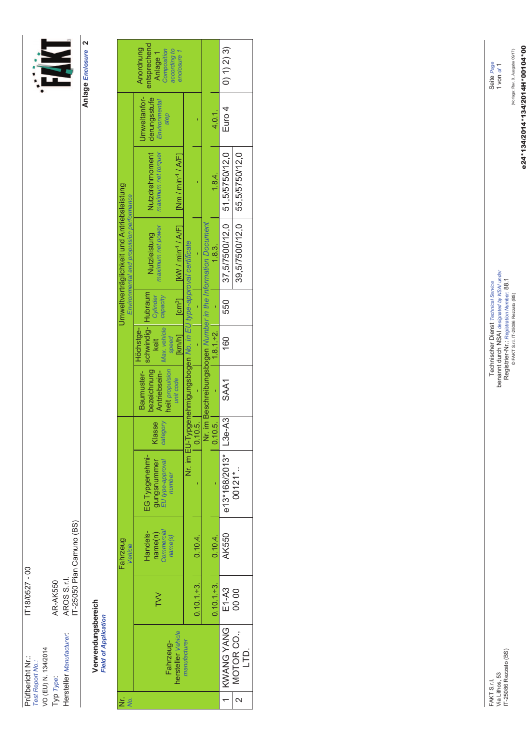Prüfbericht Nr.: *Test Report No.:* IT18/0527 - 00

VO (EU) N. 134/2014

Typ *Type*: AR-AK550

Hersteller *Manufacturer*: AROS S.r.l.
IT-25050 Pian Camuno (BS)

**Anlage** ***Enclosure*** **2**

## Verwendungsbereich
***Field of Application***

| Nr. *No.* | Fahrzeug *Vehicle* | | | | | Umweltverträglichkeit und Antriebsleistung *Environmental and propulsion performance* | | | | | | |
|---|---|---|---|---|---|---|---|---|---|---|---|---|
| | Fahrzeug-hersteller *Vehicle manufacturer* | TVV | Handels-name(n) *Commercial name(s)* | EG Typgenehmi-gungsnummer *EU type-approval number* | Klasse *category* | Baumuster-bezeichnung Antriebsein-heit *propulsion unit code* | Höchstge-schwindig-keit *Max. vehicle speed* [km/h] | Hubraum *Cylinder capacity* [cm³] | Nutzleistung *maximum net power* [kW / min⁻¹ / A/F] | Nutzdrehmoment *maximum net torque* [Nm / min⁻¹ / A/F] | Umweltanfor-derungsstufe *Environmental step* | Anordnung entsprechend Anlage 1 *Composition according to enclosure 1* |
| | Nr. im EU-Typgenehmigungsbogen *No. in EU type-approval certificate* | | | | | | | | | | | |
| | | 0.10.1.÷3. | 0.10.4. | - | 0.10.5. | - | - | - | - | - | - | |
| | Nr. im Beschreibungsbogen *Number in the Information Document* | | | | | | | | | | | |
| | | 0.10.1.÷3. | 0.10.4. | - | 0.10.5. | - | 1.8.1.÷2. | - | 1.8.3. | 1.8.4. | 4.0.1. | |
| 1 | KWANG YANG MOTOR CO., LTD. | E1-A3 00 00 | AK550 | e13*168/2013* 00121*.. | L3e-A3 | SAA1 | 160 | 550 | 37,5/7500/12,0 | 51,5/5750/12,0 | Euro 4 | 0) 1) 2) 3) |
| 2 | | | | | | | | | 39,5/7500/12,0 | 55,5/5750/12,0 | | |

FAKT S.r.l.
Via Lithos, 53
IT-25086 Rezzato (BS)

Technischer Dienst *Technical Service*
benannt durch NSAI *designated by NSAI under*
Registrier-Nr.: *Registration Number*: 88.1
© FAKT S.r.l. IT-25086 Rezzato (BS)

(Vorlage: Rev. 0, Ausgabe 09/17)

**e24*134/2014*134/2014H*00104*00**